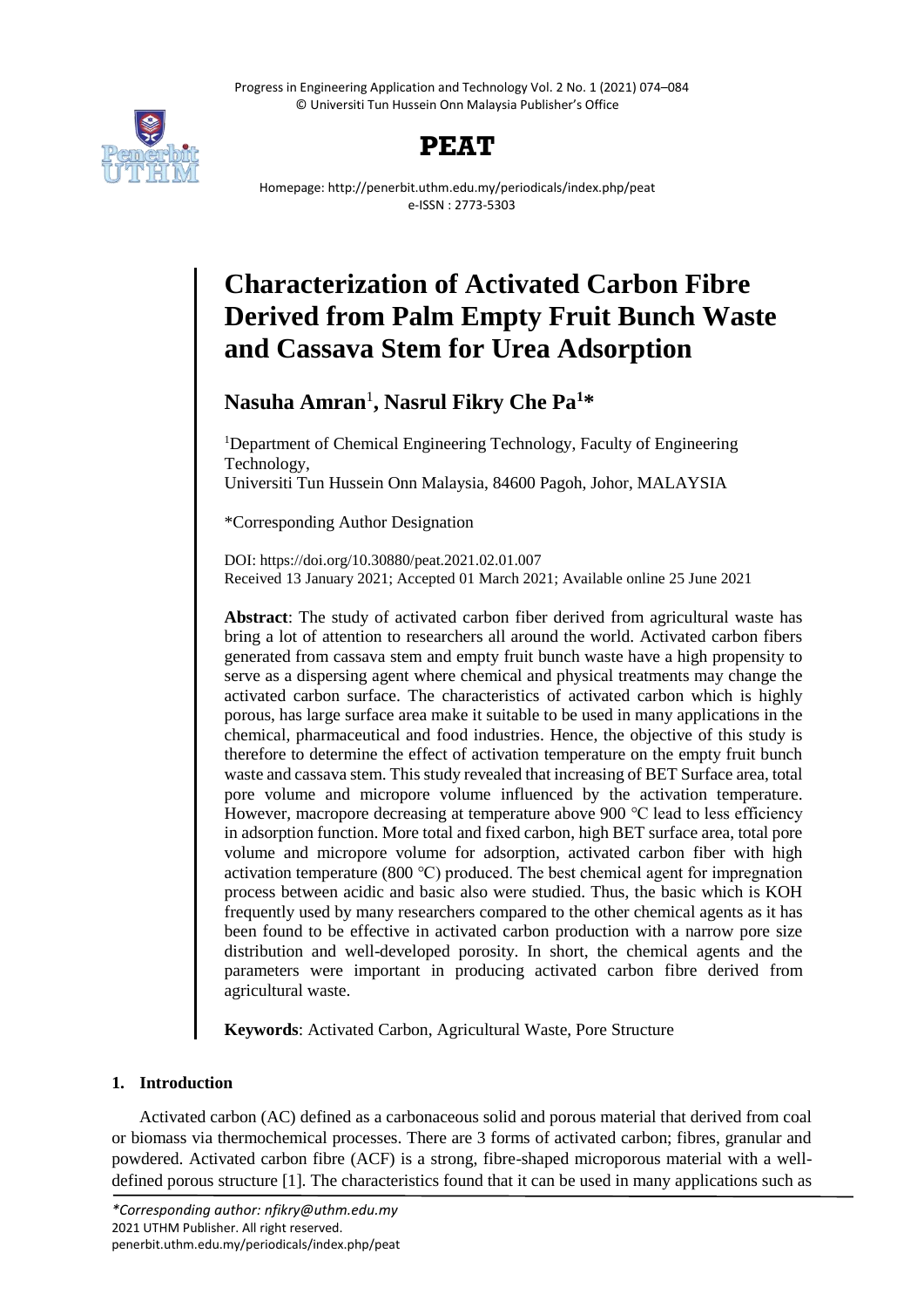# Characterization of Activated Carbon Fibre Derived from Palm Empty Fruit Bunch Waste and Cassava Stem for Urea Adsorption

**Nasuha Amran**[1], **Nasrul Fikry Che Pa**[1]*

[1]Department of Chemical Engineering Technology, Faculty of Engineering Technology,
Universiti Tun Hussein Onn Malaysia, 84600 Pagoh, Johor, MALAYSIA

*Corresponding Author Designation

DOI: https://doi.org/10.30880/peat.2021.02.01.007
Received 13 January 2021; Accepted 01 March 2021; Available online 25 June 2021

**Abstract**: The study of activated carbon fiber derived from agricultural waste has bring a lot of attention to researchers all around the world. Activated carbon fibers generated from cassava stem and empty fruit bunch waste have a high propensity to serve as a dispersing agent where chemical and physical treatments may change the activated carbon surface. The characteristics of activated carbon which is highly porous, has large surface area make it suitable to be used in many applications in the chemical, pharmaceutical and food industries. Hence, the objective of this study is therefore to determine the effect of activation temperature on the empty fruit bunch waste and cassava stem. This study revealed that increasing of BET Surface area, total pore volume and micropore volume influenced by the activation temperature. However, macropore decreasing at temperature above 900 ℃ lead to less efficiency in adsorption function. More total and fixed carbon, high BET surface area, total pore volume and micropore volume for adsorption, activated carbon fiber with high activation temperature (800 ℃) produced. The best chemical agent for impregnation process between acidic and basic also were studied. Thus, the basic which is KOH frequently used by many researchers compared to the other chemical agents as it has been found to be effective in activated carbon production with a narrow pore size distribution and well-developed porosity. In short, the chemical agents and the parameters were important in producing activated carbon fibre derived from agricultural waste.

**Keywords**: Activated Carbon, Agricultural Waste, Pore Structure

## 1. Introduction

Activated carbon (AC) defined as a carbonaceous solid and porous material that derived from coal or biomass via thermochemical processes. There are 3 forms of activated carbon; fibres, granular and powdered. Activated carbon fibre (ACF) is a strong, fibre-shaped microporous material with a well-defined porous structure [1]. The characteristics found that it can be used in many applications such as

*Corresponding author: nfikry@uthm.edu.my
2021 UTHM Publisher. All right reserved.
penerbit.uthm.edu.my/periodicals/index.php/peat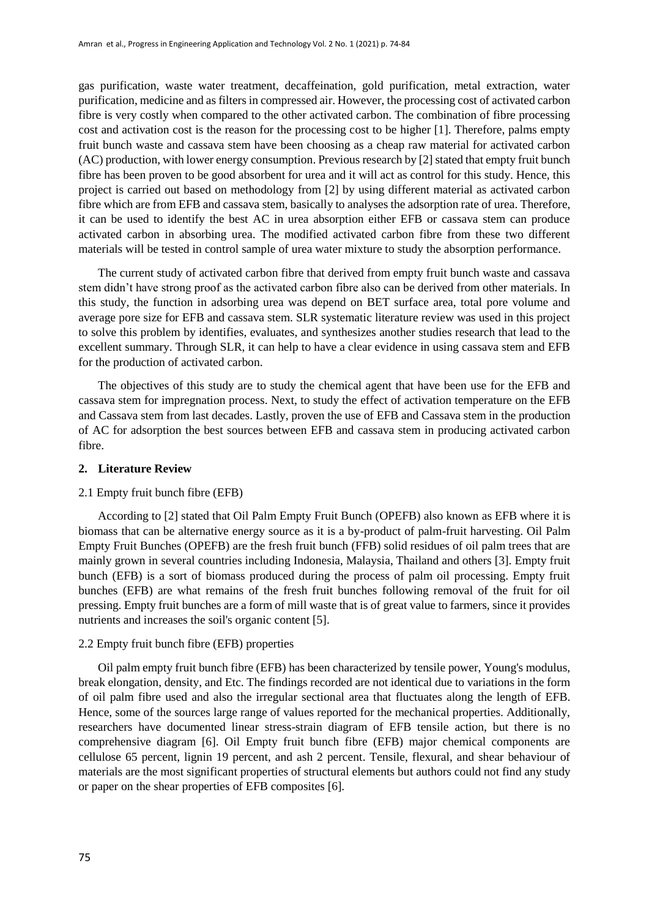gas purification, waste water treatment, decaffeination, gold purification, metal extraction, water purification, medicine and as filters in compressed air. However, the processing cost of activated carbon fibre is very costly when compared to the other activated carbon. The combination of fibre processing cost and activation cost is the reason for the processing cost to be higher [1]. Therefore, palms empty fruit bunch waste and cassava stem have been choosing as a cheap raw material for activated carbon (AC) production, with lower energy consumption. Previous research by [2] stated that empty fruit bunch fibre has been proven to be good absorbent for urea and it will act as control for this study. Hence, this project is carried out based on methodology from [2] by using different material as activated carbon fibre which are from EFB and cassava stem, basically to analyses the adsorption rate of urea. Therefore, it can be used to identify the best AC in urea absorption either EFB or cassava stem can produce activated carbon in absorbing urea. The modified activated carbon fibre from these two different materials will be tested in control sample of urea water mixture to study the absorption performance.

The current study of activated carbon fibre that derived from empty fruit bunch waste and cassava stem didn't have strong proof as the activated carbon fibre also can be derived from other materials. In this study, the function in adsorbing urea was depend on BET surface area, total pore volume and average pore size for EFB and cassava stem. SLR systematic literature review was used in this project to solve this problem by identifies, evaluates, and synthesizes another studies research that lead to the excellent summary. Through SLR, it can help to have a clear evidence in using cassava stem and EFB for the production of activated carbon.

The objectives of this study are to study the chemical agent that have been use for the EFB and cassava stem for impregnation process. Next, to study the effect of activation temperature on the EFB and Cassava stem from last decades. Lastly, proven the use of EFB and Cassava stem in the production of AC for adsorption the best sources between EFB and cassava stem in producing activated carbon fibre.

## 2. Literature Review

### 2.1 Empty fruit bunch fibre (EFB)

According to [2] stated that Oil Palm Empty Fruit Bunch (OPEFB) also known as EFB where it is biomass that can be alternative energy source as it is a by-product of palm-fruit harvesting. Oil Palm Empty Fruit Bunches (OPEFB) are the fresh fruit bunch (FFB) solid residues of oil palm trees that are mainly grown in several countries including Indonesia, Malaysia, Thailand and others [3]. Empty fruit bunch (EFB) is a sort of biomass produced during the process of palm oil processing. Empty fruit bunches (EFB) are what remains of the fresh fruit bunches following removal of the fruit for oil pressing. Empty fruit bunches are a form of mill waste that is of great value to farmers, since it provides nutrients and increases the soil's organic content [5].

### 2.2 Empty fruit bunch fibre (EFB) properties

Oil palm empty fruit bunch fibre (EFB) has been characterized by tensile power, Young's modulus, break elongation, density, and Etc. The findings recorded are not identical due to variations in the form of oil palm fibre used and also the irregular sectional area that fluctuates along the length of EFB. Hence, some of the sources large range of values reported for the mechanical properties. Additionally, researchers have documented linear stress-strain diagram of EFB tensile action, but there is no comprehensive diagram [6]. Oil Empty fruit bunch fibre (EFB) major chemical components are cellulose 65 percent, lignin 19 percent, and ash 2 percent. Tensile, flexural, and shear behaviour of materials are the most significant properties of structural elements but authors could not find any study or paper on the shear properties of EFB composites [6].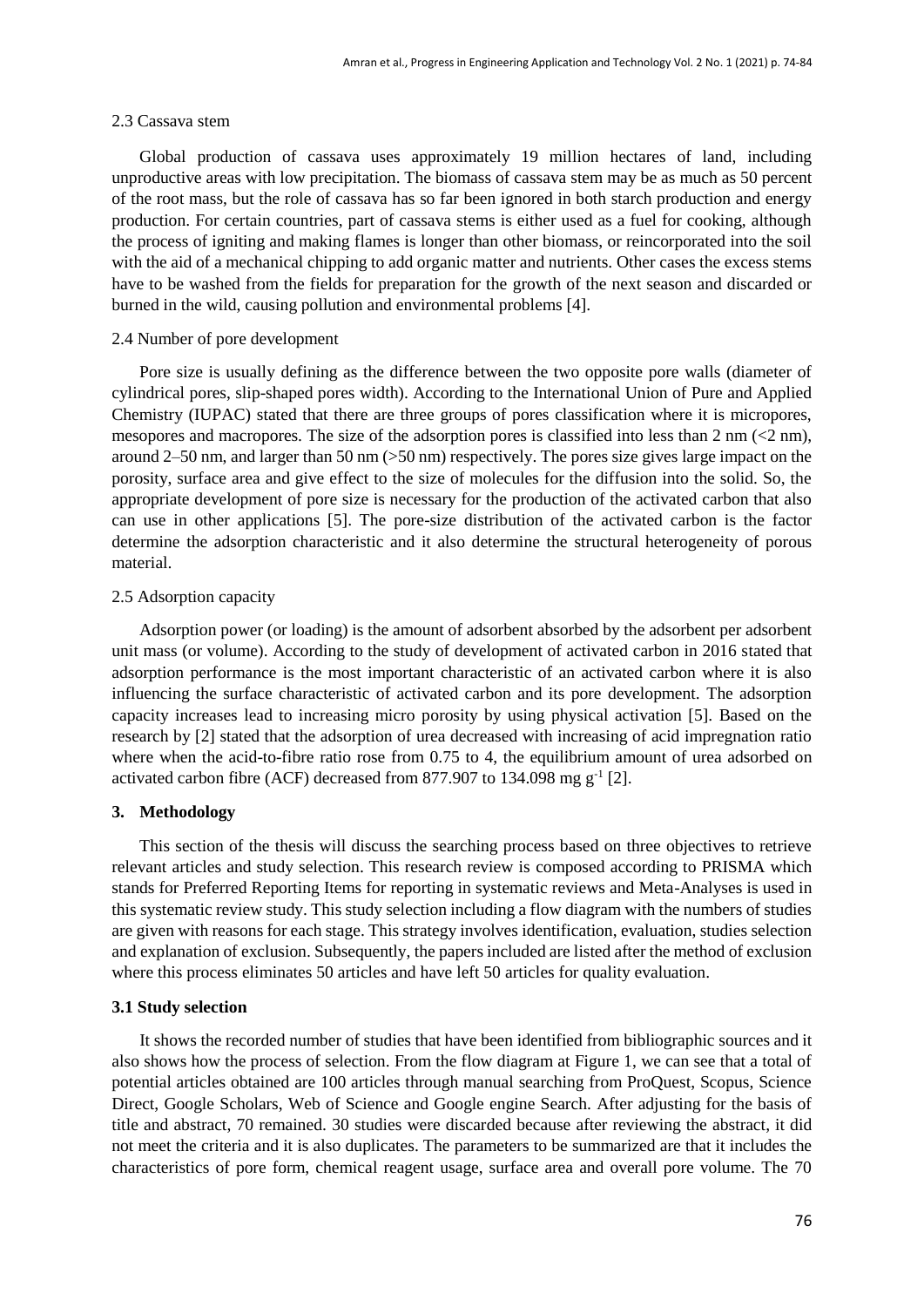2.3 Cassava stem

Global production of cassava uses approximately 19 million hectares of land, including unproductive areas with low precipitation. The biomass of cassava stem may be as much as 50 percent of the root mass, but the role of cassava has so far been ignored in both starch production and energy production. For certain countries, part of cassava stems is either used as a fuel for cooking, although the process of igniting and making flames is longer than other biomass, or reincorporated into the soil with the aid of a mechanical chipping to add organic matter and nutrients. Other cases the excess stems have to be washed from the fields for preparation for the growth of the next season and discarded or burned in the wild, causing pollution and environmental problems [4].

2.4 Number of pore development

Pore size is usually defining as the difference between the two opposite pore walls (diameter of cylindrical pores, slip-shaped pores width). According to the International Union of Pure and Applied Chemistry (IUPAC) stated that there are three groups of pores classification where it is micropores, mesopores and macropores. The size of the adsorption pores is classified into less than 2 nm (<2 nm), around 2–50 nm, and larger than 50 nm (>50 nm) respectively. The pores size gives large impact on the porosity, surface area and give effect to the size of molecules for the diffusion into the solid. So, the appropriate development of pore size is necessary for the production of the activated carbon that also can use in other applications [5]. The pore-size distribution of the activated carbon is the factor determine the adsorption characteristic and it also determine the structural heterogeneity of porous material.

2.5 Adsorption capacity

Adsorption power (or loading) is the amount of adsorbent absorbed by the adsorbent per adsorbent unit mass (or volume). According to the study of development of activated carbon in 2016 stated that adsorption performance is the most important characteristic of an activated carbon where it is also influencing the surface characteristic of activated carbon and its pore development. The adsorption capacity increases lead to increasing micro porosity by using physical activation [5]. Based on the research by [2] stated that the adsorption of urea decreased with increasing of acid impregnation ratio where when the acid-to-fibre ratio rose from 0.75 to 4, the equilibrium amount of urea adsorbed on activated carbon fibre (ACF) decreased from 877.907 to 134.098 mg $g^{-1}$ [2].

## 3. Methodology

This section of the thesis will discuss the searching process based on three objectives to retrieve relevant articles and study selection. This research review is composed according to PRISMA which stands for Preferred Reporting Items for reporting in systematic reviews and Meta-Analyses is used in this systematic review study. This study selection including a flow diagram with the numbers of studies are given with reasons for each stage. This strategy involves identification, evaluation, studies selection and explanation of exclusion. Subsequently, the papers included are listed after the method of exclusion where this process eliminates 50 articles and have left 50 articles for quality evaluation.

### 3.1 Study selection

It shows the recorded number of studies that have been identified from bibliographic sources and it also shows how the process of selection. From the flow diagram at Figure 1, we can see that a total of potential articles obtained are 100 articles through manual searching from ProQuest, Scopus, Science Direct, Google Scholars, Web of Science and Google engine Search. After adjusting for the basis of title and abstract, 70 remained. 30 studies were discarded because after reviewing the abstract, it did not meet the criteria and it is also duplicates. The parameters to be summarized are that it includes the characteristics of pore form, chemical reagent usage, surface area and overall pore volume. The 70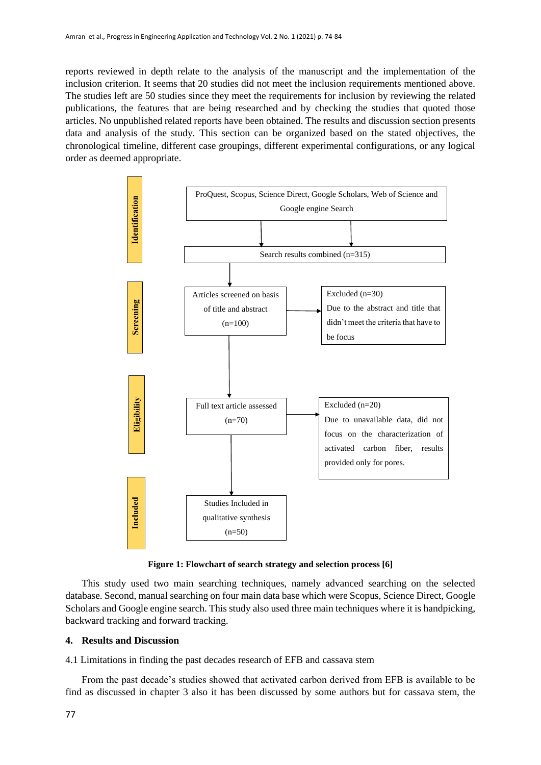reports reviewed in depth relate to the analysis of the manuscript and the implementation of the inclusion criterion. It seems that 20 studies did not meet the inclusion requirements mentioned above. The studies left are 50 studies since they meet the requirements for inclusion by reviewing the related publications, the features that are being researched and by checking the studies that quoted those articles. No unpublished related reports have been obtained. The results and discussion section presents data and analysis of the study. This section can be organized based on the stated objectives, the chronological timeline, different case groupings, different experimental configurations, or any logical order as deemed appropriate.

**Identification**

ProQuest, Scopus, Science Direct, Google Scholars, Web of Science and Google engine Search

Search results combined (n=315)

**Screening**

Articles screened on basis of title and abstract (n=100)

Excluded (n=30) Due to the abstract and title that didn't meet the criteria that have to be focus

**Eligibility**

Full text article assessed (n=70)

Excluded (n=20) Due to unavailable data, did not focus on the characterization of activated carbon fiber, results provided only for pores.

**Included**

Studies Included in qualitative synthesis (n=50)

**Figure 1: Flowchart of search strategy and selection process [6]**

This study used two main searching techniques, namely advanced searching on the selected database. Second, manual searching on four main data base which were Scopus, Science Direct, Google Scholars and Google engine search. This study also used three main techniques where it is handpicking, backward tracking and forward tracking.

## 4. Results and Discussion

4.1 Limitations in finding the past decades research of EFB and cassava stem

From the past decade's studies showed that activated carbon derived from EFB is available to be find as discussed in chapter 3 also it has been discussed by some authors but for cassava stem, the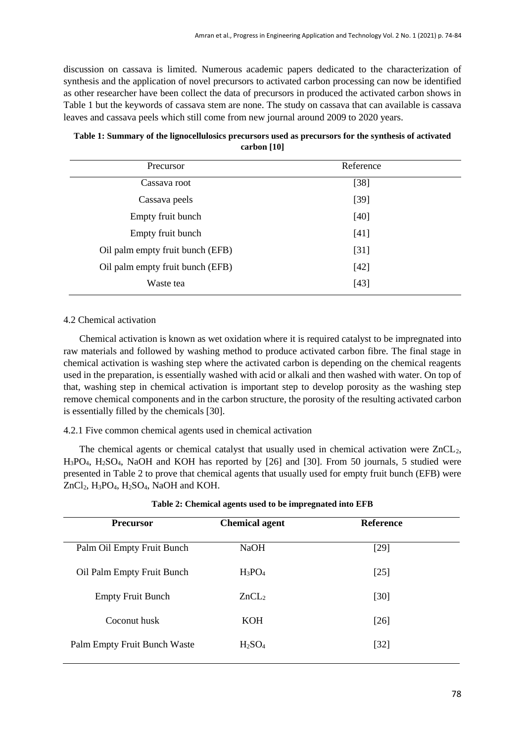discussion on cassava is limited. Numerous academic papers dedicated to the characterization of synthesis and the application of novel precursors to activated carbon processing can now be identified as other researcher have been collect the data of precursors in produced the activated carbon shows in Table 1 but the keywords of cassava stem are none. The study on cassava that can available is cassava leaves and cassava peels which still come from new journal around 2009 to 2020 years.

**Table 1: Summary of the lignocellulosics precursors used as precursors for the synthesis of activated carbon [10]**

| Precursor | Reference |
|---|---|
| Cassava root | [38] |
| Cassava peels | [39] |
| Empty fruit bunch | [40] |
| Empty fruit bunch | [41] |
| Oil palm empty fruit bunch (EFB) | [31] |
| Oil palm empty fruit bunch (EFB) | [42] |
| Waste tea | [43] |

### 4.2 Chemical activation

Chemical activation is known as wet oxidation where it is required catalyst to be impregnated into raw materials and followed by washing method to produce activated carbon fibre. The final stage in chemical activation is washing step where the activated carbon is depending on the chemical reagents used in the preparation, is essentially washed with acid or alkali and then washed with water. On top of that, washing step in chemical activation is important step to develop porosity as the washing step remove chemical components and in the carbon structure, the porosity of the resulting activated carbon is essentially filled by the chemicals [30].

#### 4.2.1 Five common chemical agents used in chemical activation

The chemical agents or chemical catalyst that usually used in chemical activation were $ZnCL_2$, $H_3PO_4$, $H_2SO_4$, NaOH and KOH has reported by [26] and [30]. From 50 journals, 5 studied were presented in Table 2 to prove that chemical agents that usually used for empty fruit bunch (EFB) were $ZnCl_2$, $H_3PO_4$, $H_2SO_4$, NaOH and KOH.

**Table 2: Chemical agents used to be impregnated into EFB**

| **Precursor** | **Chemical agent** | **Reference** |
|---|---|---|
| Palm Oil Empty Fruit Bunch | NaOH | [29] |
| Oil Palm Empty Fruit Bunch | $H_3PO_4$ | [25] |
| Empty Fruit Bunch | $ZnCL_2$ | [30] |
| Coconut husk | KOH | [26] |
| Palm Empty Fruit Bunch Waste | $H_2SO_4$ | [32] |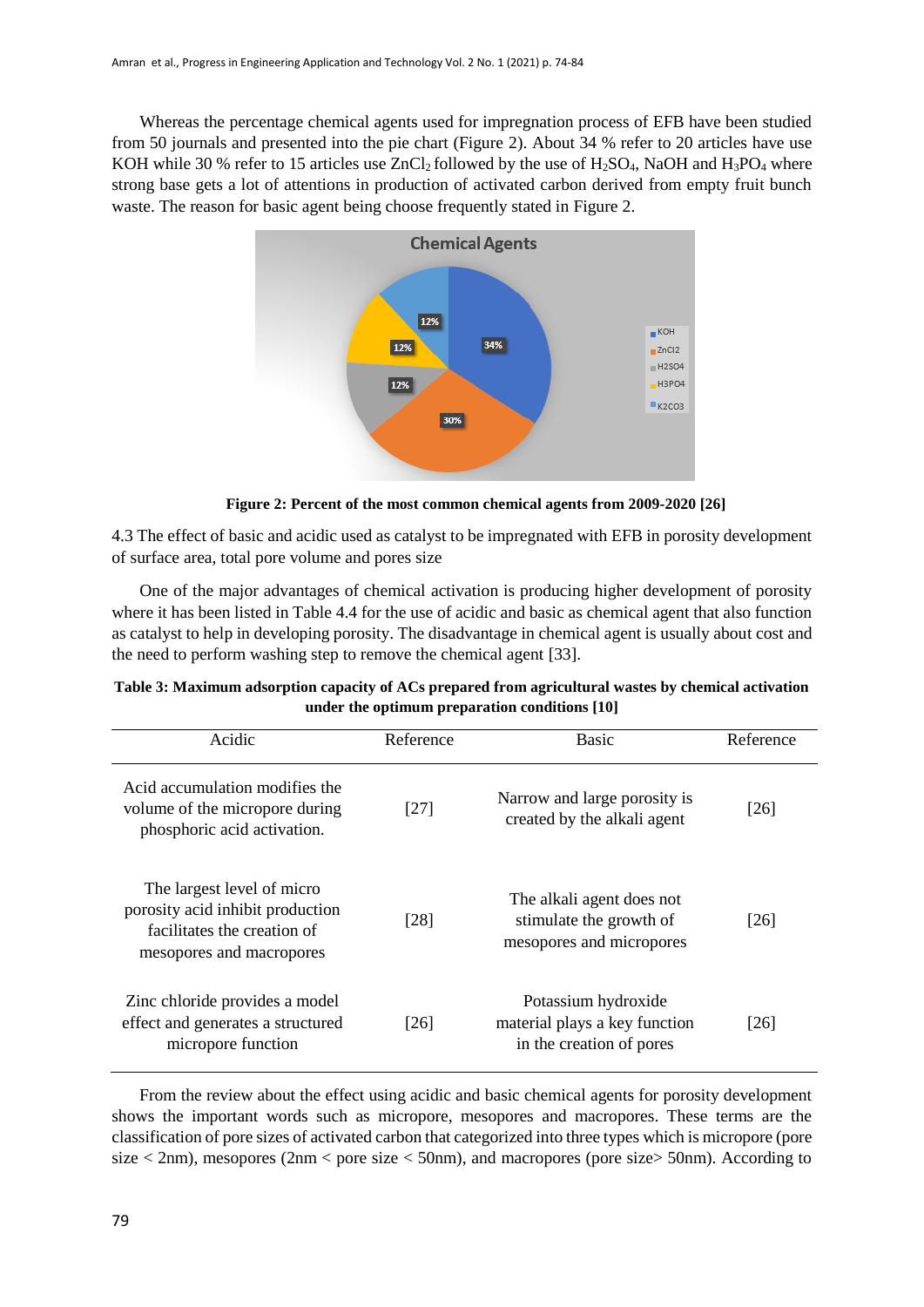Whereas the percentage chemical agents used for impregnation process of EFB have been studied from 50 journals and presented into the pie chart (Figure 2). About 34 % refer to 20 articles have use KOH while 30 % refer to 15 articles use $ZnCl_2$ followed by the use of $H_2SO_4$, NaOH and $H_3PO_4$ where strong base gets a lot of attentions in production of activated carbon derived from empty fruit bunch waste. The reason for basic agent being choose frequently stated in Figure 2.

**Figure 2: Percent of the most common chemical agents from 2009-2020 [26]**

4.3 The effect of basic and acidic used as catalyst to be impregnated with EFB in porosity development of surface area, total pore volume and pores size

One of the major advantages of chemical activation is producing higher development of porosity where it has been listed in Table 4.4 for the use of acidic and basic as chemical agent that also function as catalyst to help in developing porosity. The disadvantage in chemical agent is usually about cost and the need to perform washing step to remove the chemical agent [33].

**Table 3: Maximum adsorption capacity of ACs prepared from agricultural wastes by chemical activation under the optimum preparation conditions [10]**

| Acidic | Reference | Basic | Reference |
|---|---|---|---|
| Acid accumulation modifies the volume of the micropore during phosphoric acid activation. | [27] | Narrow and large porosity is created by the alkali agent | [26] |
| The largest level of micro porosity acid inhibit production facilitates the creation of mesopores and macropores | [28] | The alkali agent does not stimulate the growth of mesopores and micropores | [26] |
| Zinc chloride provides a model effect and generates a structured micropore function | [26] | Potassium hydroxide material plays a key function in the creation of pores | [26] |

From the review about the effect using acidic and basic chemical agents for porosity development shows the important words such as micropore, mesopores and macropores. These terms are the classification of pore sizes of activated carbon that categorized into three types which is micropore (pore size < 2nm), mesopores (2nm < pore size < 50nm), and macropores (pore size> 50nm). According to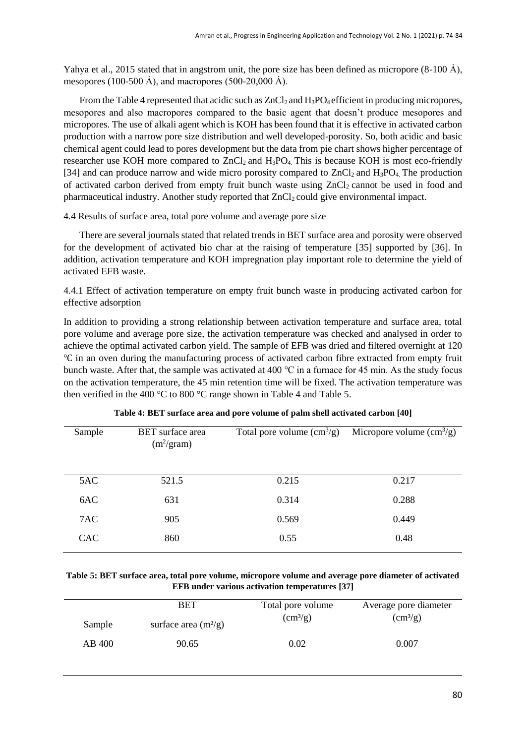Yahya et al., 2015 stated that in angstrom unit, the pore size has been defined as micropore (8-100 Å), mesopores (100-500 Å), and macropores (500-20,000 Å).

From the Table 4 represented that acidic such as $ZnCl_2$ and $H_3PO_4$ efficient in producing micropores, mesopores and also macropores compared to the basic agent that doesn't produce mesopores and micropores. The use of alkali agent which is KOH has been found that it is effective in activated carbon production with a narrow pore size distribution and well developed-porosity. So, both acidic and basic chemical agent could lead to pores development but the data from pie chart shows higher percentage of researcher use KOH more compared to $ZnCl_2$ and $H_3PO_4$. This is because KOH is most eco-friendly [34] and can produce narrow and wide micro porosity compared to $ZnCl_2$ and $H_3PO_4$. The production of activated carbon derived from empty fruit bunch waste using $ZnCl_2$ cannot be used in food and pharmaceutical industry. Another study reported that $ZnCl_2$ could give environmental impact.

4.4 Results of surface area, total pore volume and average pore size

There are several journals stated that related trends in BET surface area and porosity were observed for the development of activated bio char at the raising of temperature [35] supported by [36]. In addition, activation temperature and KOH impregnation play important role to determine the yield of activated EFB waste.

4.4.1 Effect of activation temperature on empty fruit bunch waste in producing activated carbon for effective adsorption

In addition to providing a strong relationship between activation temperature and surface area, total pore volume and average pore size, the activation temperature was checked and analysed in order to achieve the optimal activated carbon yield. The sample of EFB was dried and filtered overnight at 120 ℃ in an oven during the manufacturing process of activated carbon fibre extracted from empty fruit bunch waste. After that, the sample was activated at 400 °C in a furnace for 45 min. As the study focus on the activation temperature, the 45 min retention time will be fixed. The activation temperature was then verified in the 400 °C to 800 °C range shown in Table 4 and Table 5.

**Table 4: BET surface area and pore volume of palm shell activated carbon [40]**

| Sample | BET surface area ($m^2$/gram) | Total pore volume ($cm^3$/g) | Micropore volume ($cm^3$/g) |
|---|---|---|---|
| 5AC | 521.5 | 0.215 | 0.217 |
| 6AC | 631 | 0.314 | 0.288 |
| 7AC | 905 | 0.569 | 0.449 |
| CAC | 860 | 0.55 | 0.48 |

**Table 5: BET surface area, total pore volume, micropore volume and average pore diameter of activated EFB under various activation temperatures [37]**

| Sample | BET surface area ($m^2$/g) | Total pore volume ($cm^3$/g) | Average pore diameter ($cm^3$/g) |
|---|---|---|---|
| AB 400 | 90.65 | 0.02 | 0.007 |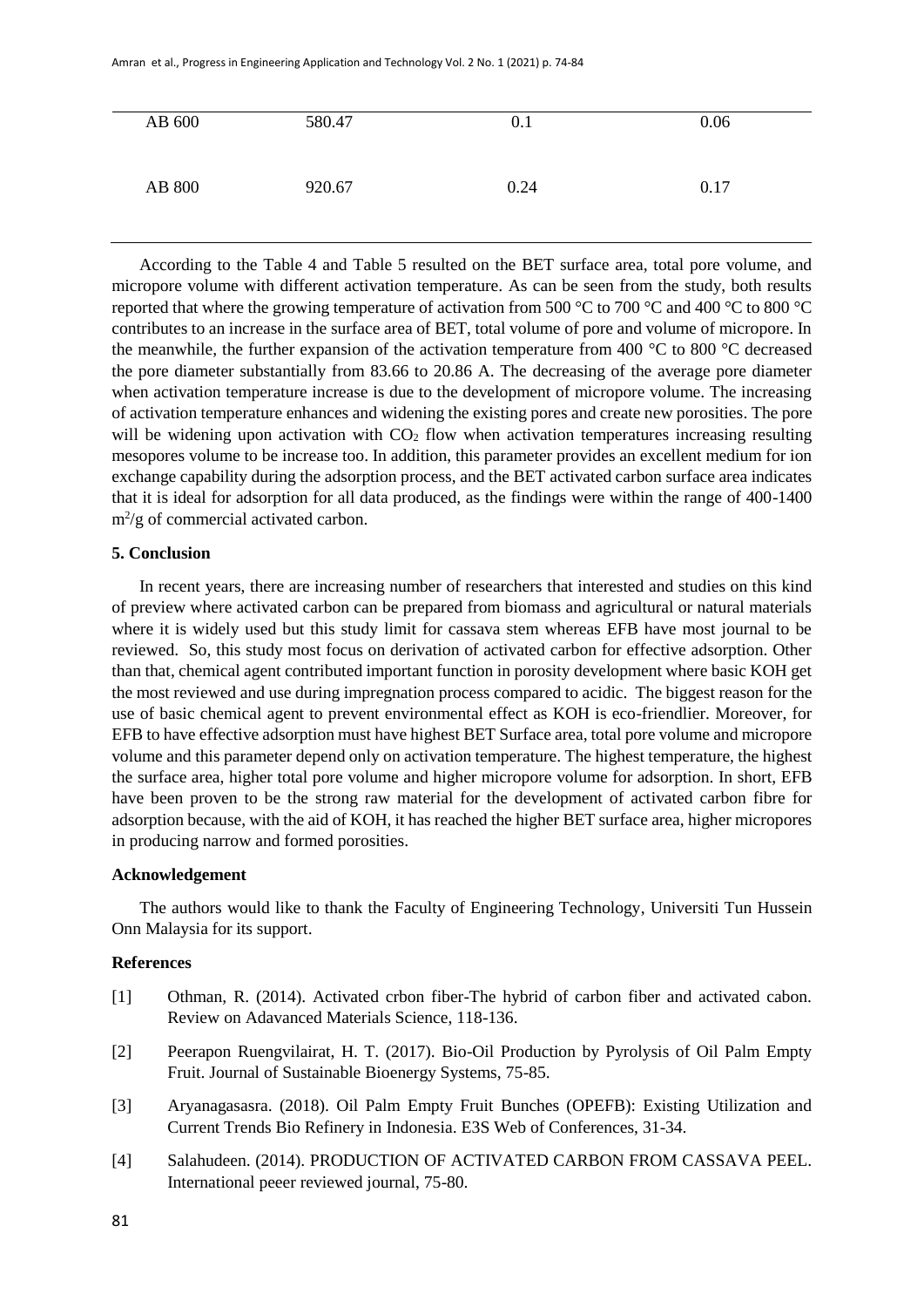| AB 600 | 580.47 | 0.1 | 0.06 |
|---|---|---|---|
| AB 800 | 920.67 | 0.24 | 0.17 |

According to the Table 4 and Table 5 resulted on the BET surface area, total pore volume, and micropore volume with different activation temperature. As can be seen from the study, both results reported that where the growing temperature of activation from 500 °C to 700 °C and 400 °C to 800 °C contributes to an increase in the surface area of BET, total volume of pore and volume of micropore. In the meanwhile, the further expansion of the activation temperature from 400 °C to 800 °C decreased the pore diameter substantially from 83.66 to 20.86 A. The decreasing of the average pore diameter when activation temperature increase is due to the development of micropore volume. The increasing of activation temperature enhances and widening the existing pores and create new porosities. The pore will be widening upon activation with $CO_2$ flow when activation temperatures increasing resulting mesopores volume to be increase too. In addition, this parameter provides an excellent medium for ion exchange capability during the adsorption process, and the BET activated carbon surface area indicates that it is ideal for adsorption for all data produced, as the findings were within the range of 400-1400 $m^2/g$ of commercial activated carbon.

## 5. Conclusion

In recent years, there are increasing number of researchers that interested and studies on this kind of preview where activated carbon can be prepared from biomass and agricultural or natural materials where it is widely used but this study limit for cassava stem whereas EFB have most journal to be reviewed. So, this study most focus on derivation of activated carbon for effective adsorption. Other than that, chemical agent contributed important function in porosity development where basic KOH get the most reviewed and use during impregnation process compared to acidic. The biggest reason for the use of basic chemical agent to prevent environmental effect as KOH is eco-friendlier. Moreover, for EFB to have effective adsorption must have highest BET Surface area, total pore volume and micropore volume and this parameter depend only on activation temperature. The highest temperature, the highest the surface area, higher total pore volume and higher micropore volume for adsorption. In short, EFB have been proven to be the strong raw material for the development of activated carbon fibre for adsorption because, with the aid of KOH, it has reached the higher BET surface area, higher micropores in producing narrow and formed porosities.

### Acknowledgement

The authors would like to thank the Faculty of Engineering Technology, Universiti Tun Hussein Onn Malaysia for its support.

### References

[1] Othman, R. (2014). Activated crbon fiber-The hybrid of carbon fiber and activated cabon. Review on Adavanced Materials Science, 118-136.

[2] Peerapon Ruengvilairat, H. T. (2017). Bio-Oil Production by Pyrolysis of Oil Palm Empty Fruit. Journal of Sustainable Bioenergy Systems, 75-85.

[3] Aryanagasasra. (2018). Oil Palm Empty Fruit Bunches (OPEFB): Existing Utilization and Current Trends Bio Refinery in Indonesia. E3S Web of Conferences, 31-34.

[4] Salahudeen. (2014). PRODUCTION OF ACTIVATED CARBON FROM CASSAVA PEEL. International peeer reviewed journal, 75-80.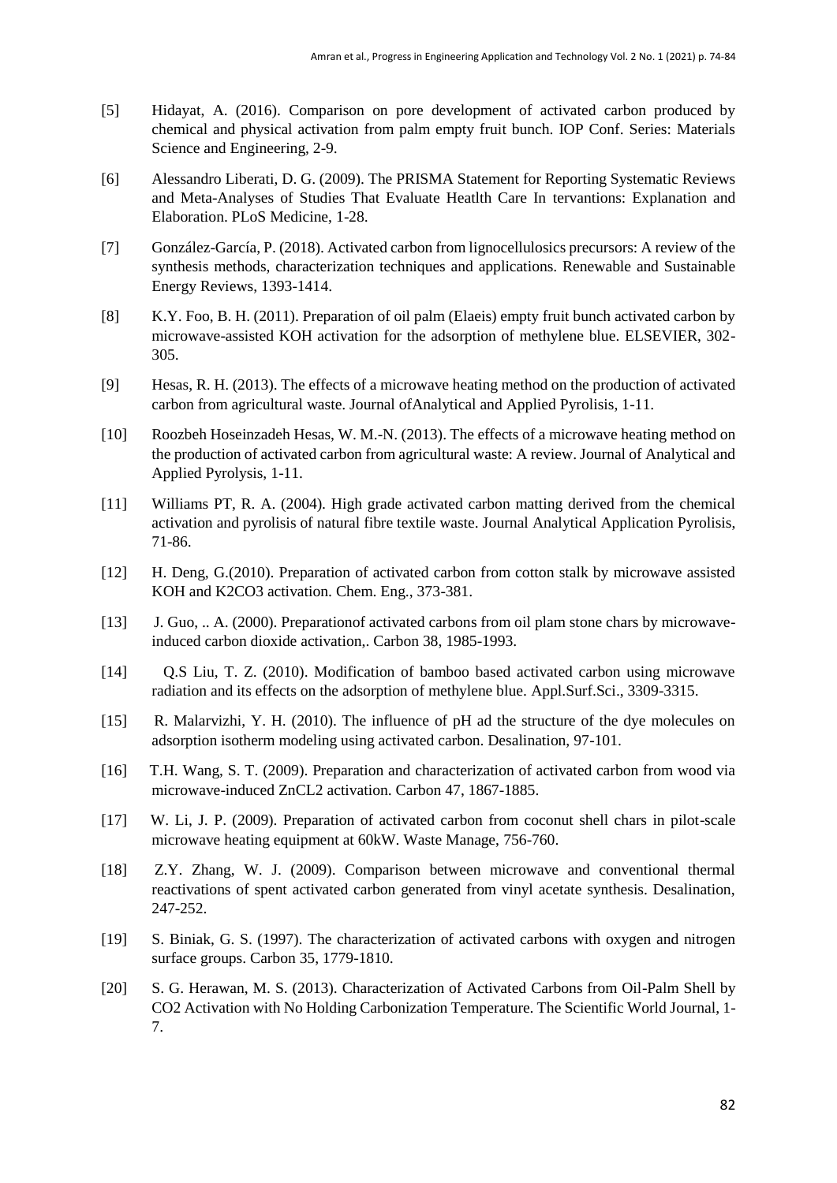[5] Hidayat, A. (2016). Comparison on pore development of activated carbon produced by chemical and physical activation from palm empty fruit bunch. IOP Conf. Series: Materials Science and Engineering, 2-9.

[6] Alessandro Liberati, D. G. (2009). The PRISMA Statement for Reporting Systematic Reviews and Meta-Analyses of Studies That Evaluate Heatlth Care In tervantions: Explanation and Elaboration. PLoS Medicine, 1-28.

[7] González-García, P. (2018). Activated carbon from lignocellulosics precursors: A review of the synthesis methods, characterization techniques and applications. Renewable and Sustainable Energy Reviews, 1393-1414.

[8] K.Y. Foo, B. H. (2011). Preparation of oil palm (Elaeis) empty fruit bunch activated carbon by microwave-assisted KOH activation for the adsorption of methylene blue. ELSEVIER, 302-305.

[9] Hesas, R. H. (2013). The effects of a microwave heating method on the production of activated carbon from agricultural waste. Journal ofAnalytical and Applied Pyrolisis, 1-11.

[10] Roozbeh Hoseinzadeh Hesas, W. M.-N. (2013). The effects of a microwave heating method on the production of activated carbon from agricultural waste: A review. Journal of Analytical and Applied Pyrolysis, 1-11.

[11] Williams PT, R. A. (2004). High grade activated carbon matting derived from the chemical activation and pyrolisis of natural fibre textile waste. Journal Analytical Application Pyrolisis, 71-86.

[12] H. Deng, G.(2010). Preparation of activated carbon from cotton stalk by microwave assisted KOH and K2CO3 activation. Chem. Eng., 373-381.

[13] J. Guo, .. A. (2000). Preparationof activated carbons from oil plam stone chars by microwave-induced carbon dioxide activation,. Carbon 38, 1985-1993.

[14] Q.S Liu, T. Z. (2010). Modification of bamboo based activated carbon using microwave radiation and its effects on the adsorption of methylene blue. Appl.Surf.Sci., 3309-3315.

[15] R. Malarvizhi, Y. H. (2010). The influence of pH ad the structure of the dye molecules on adsorption isotherm modeling using activated carbon. Desalination, 97-101.

[16] T.H. Wang, S. T. (2009). Preparation and characterization of activated carbon from wood via microwave-induced ZnCL2 activation. Carbon 47, 1867-1885.

[17] W. Li, J. P. (2009). Preparation of activated carbon from coconut shell chars in pilot-scale microwave heating equipment at 60kW. Waste Manage, 756-760.

[18] Z.Y. Zhang, W. J. (2009). Comparison between microwave and conventional thermal reactivations of spent activated carbon generated from vinyl acetate synthesis. Desalination, 247-252.

[19] S. Biniak, G. S. (1997). The characterization of activated carbons with oxygen and nitrogen surface groups. Carbon 35, 1779-1810.

[20] S. G. Herawan, M. S. (2013). Characterization of Activated Carbons from Oil-Palm Shell by CO2 Activation with No Holding Carbonization Temperature. The Scientific World Journal, 1-7.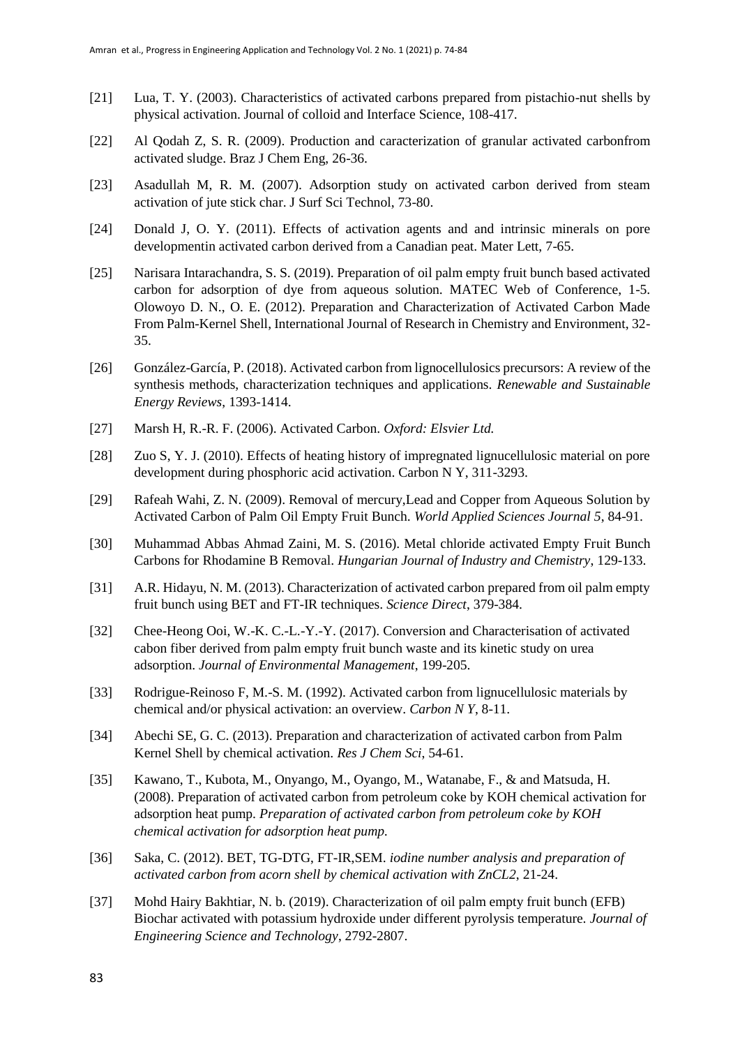[21] Lua, T. Y. (2003). Characteristics of activated carbons prepared from pistachio-nut shells by physical activation. Journal of colloid and Interface Science, 108-417.

[22] Al Qodah Z, S. R. (2009). Production and caracterization of granular activated carbonfrom activated sludge. Braz J Chem Eng, 26-36.

[23] Asadullah M, R. M. (2007). Adsorption study on activated carbon derived from steam activation of jute stick char. J Surf Sci Technol, 73-80.

[24] Donald J, O. Y. (2011). Effects of activation agents and and intrinsic minerals on pore developmentin activated carbon derived from a Canadian peat. Mater Lett, 7-65.

[25] Narisara Intarachandra, S. S. (2019). Preparation of oil palm empty fruit bunch based activated carbon for adsorption of dye from aqueous solution. MATEC Web of Conference, 1-5. Olowoyo D. N., O. E. (2012). Preparation and Characterization of Activated Carbon Made From Palm-Kernel Shell, International Journal of Research in Chemistry and Environment, 32-35.

[26] González-García, P. (2018). Activated carbon from lignocellulosics precursors: A review of the synthesis methods, characterization techniques and applications. *Renewable and Sustainable Energy Reviews*, 1393-1414.

[27] Marsh H, R.-R. F. (2006). Activated Carbon. *Oxford: Elsvier Ltd.*

[28] Zuo S, Y. J. (2010). Effects of heating history of impregnated lignucellulosic material on pore development during phosphoric acid activation. Carbon N Y, 311-3293.

[29] Rafeah Wahi, Z. N. (2009). Removal of mercury,Lead and Copper from Aqueous Solution by Activated Carbon of Palm Oil Empty Fruit Bunch. *World Applied Sciences Journal 5*, 84-91.

[30] Muhammad Abbas Ahmad Zaini, M. S. (2016). Metal chloride activated Empty Fruit Bunch Carbons for Rhodamine B Removal. *Hungarian Journal of Industry and Chemistry*, 129-133.

[31] A.R. Hidayu, N. M. (2013). Characterization of activated carbon prepared from oil palm empty fruit bunch using BET and FT-IR techniques. *Science Direct*, 379-384.

[32] Chee-Heong Ooi, W.-K. C.-L.-Y.-Y. (2017). Conversion and Characterisation of activated cabon fiber derived from palm empty fruit bunch waste and its kinetic study on urea adsorption. *Journal of Environmental Management*, 199-205.

[33] Rodrigue-Reinoso F, M.-S. M. (1992). Activated carbon from lignucellulosic materials by chemical and/or physical activation: an overview. *Carbon N Y*, 8-11.

[34] Abechi SE, G. C. (2013). Preparation and characterization of activated carbon from Palm Kernel Shell by chemical activation. *Res J Chem Sci*, 54-61.

[35] Kawano, T., Kubota, M., Onyango, M., Oyango, M., Watanabe, F., & and Matsuda, H. (2008). Preparation of activated carbon from petroleum coke by KOH chemical activation for adsorption heat pump. *Preparation of activated carbon from petroleum coke by KOH chemical activation for adsorption heat pump.*

[36] Saka, C. (2012). BET, TG-DTG, FT-IR,SEM. *iodine number analysis and preparation of activated carbon from acorn shell by chemical activation with ZnCL2*, 21-24.

[37] Mohd Hairy Bakhtiar, N. b. (2019). Characterization of oil palm empty fruit bunch (EFB) Biochar activated with potassium hydroxide under different pyrolysis temperature. *Journal of Engineering Science and Technology*, 2792-2807.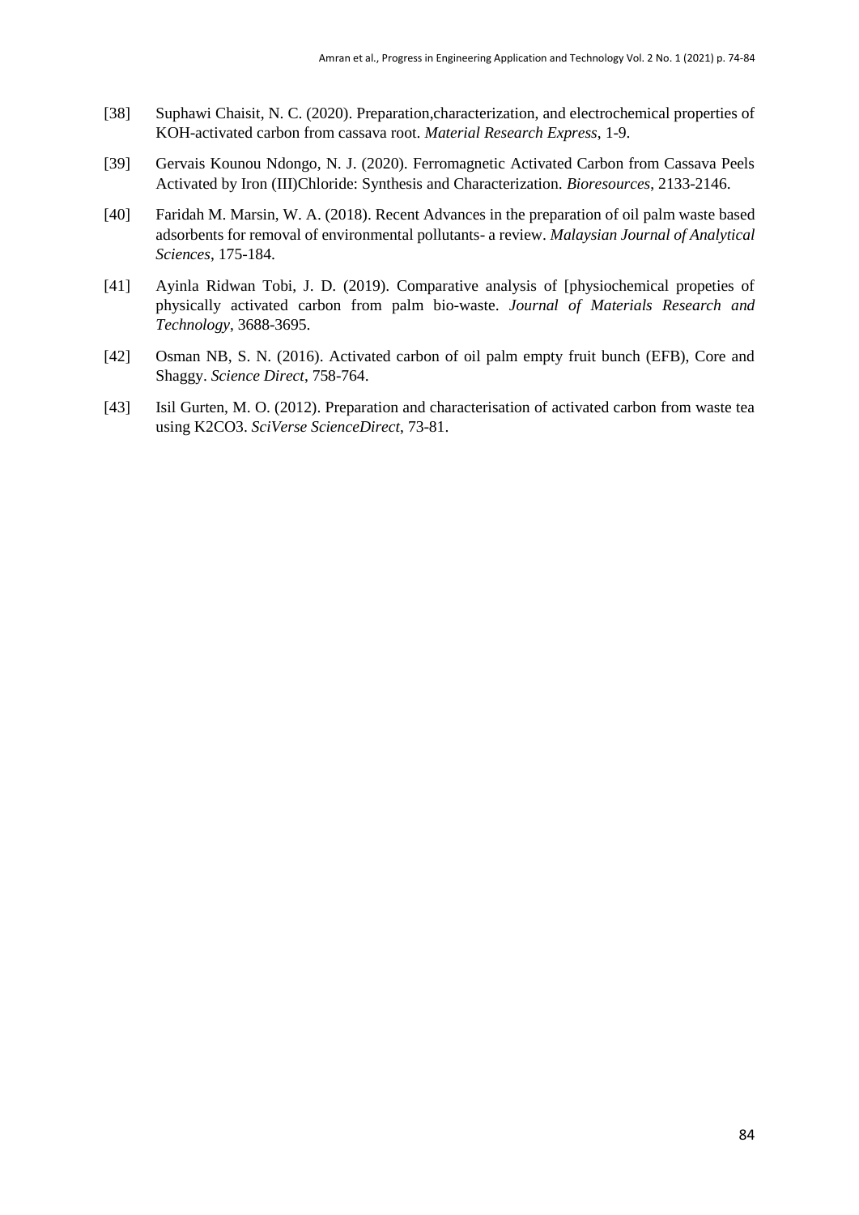[38] Suphawi Chaisit, N. C. (2020). Preparation,characterization, and electrochemical properties of KOH-activated carbon from cassava root. *Material Research Express*, 1-9.

[39] Gervais Kounou Ndongo, N. J. (2020). Ferromagnetic Activated Carbon from Cassava Peels Activated by Iron (III)Chloride: Synthesis and Characterization. *Bioresources*, 2133-2146.

[40] Faridah M. Marsin, W. A. (2018). Recent Advances in the preparation of oil palm waste based adsorbents for removal of environmental pollutants- a review. *Malaysian Journal of Analytical Sciences*, 175-184.

[41] Ayinla Ridwan Tobi, J. D. (2019). Comparative analysis of [physiochemical propeties of physically activated carbon from palm bio-waste. *Journal of Materials Research and Technology*, 3688-3695.

[42] Osman NB, S. N. (2016). Activated carbon of oil palm empty fruit bunch (EFB), Core and Shaggy. *Science Direct*, 758-764.

[43] Isil Gurten, M. O. (2012). Preparation and characterisation of activated carbon from waste tea using K2CO3. *SciVerse ScienceDirect*, 73-81.